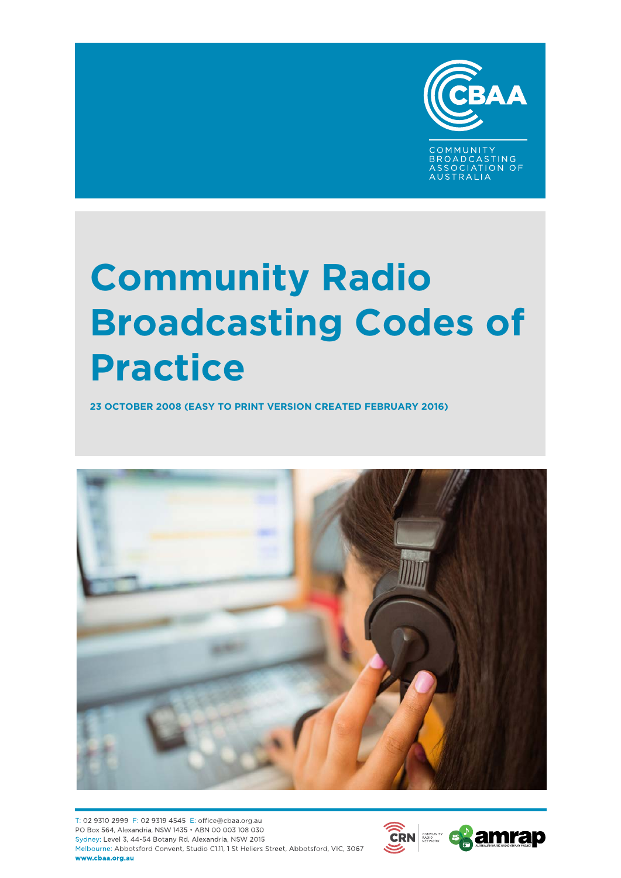CBAA

COMMUNITY BROADCASTING ASSOCIATION OF AUSTRALIA

# Community Radio Broadcasting Codes of Practice

**23 OCTOBER 2008 (EASY TO PRINT VERSION CREATED FEBRUARY 2016)**

T: 02 9310 2999 F: 02 9319 4545 E: office@cbaa.org.au
PO Box 564, Alexandria, NSW 1435 • ABN 00 003 108 030
Sydney: Level 3, 44-54 Botany Rd, Alexandria, NSW 2015
Melbourne: Abbotsford Convent, Studio C1.11, 1 St Heliers Street, Abbotsford, VIC, 3067
**www.cbaa.org.au**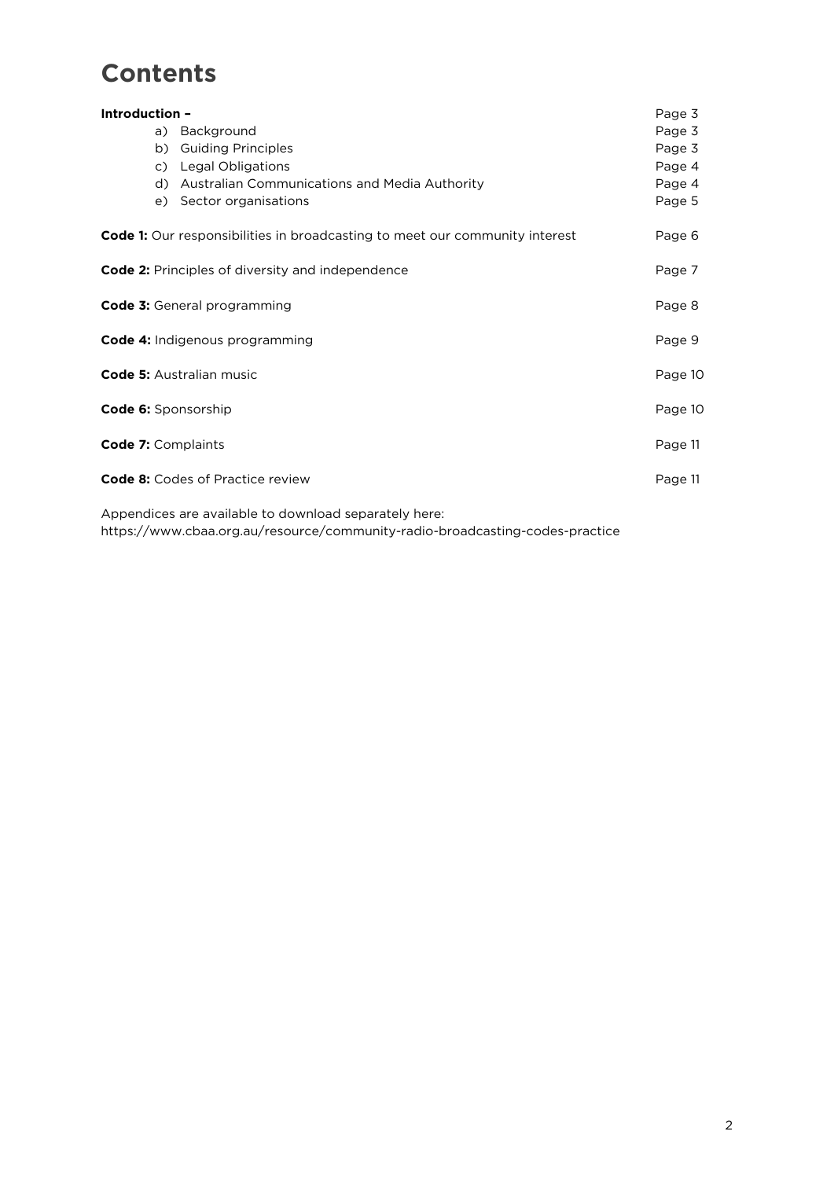# Contents

| | |
|---|---|
| **Introduction –** | Page 3 |
| a) Background | Page 3 |
| b) Guiding Principles | Page 3 |
| c) Legal Obligations | Page 4 |
| d) Australian Communications and Media Authority | Page 4 |
| e) Sector organisations | Page 5 |
| **Code 1:** Our responsibilities in broadcasting to meet our community interest | Page 6 |
| **Code 2:** Principles of diversity and independence | Page 7 |
| **Code 3:** General programming | Page 8 |
| **Code 4:** Indigenous programming | Page 9 |
| **Code 5:** Australian music | Page 10 |
| **Code 6:** Sponsorship | Page 10 |
| **Code 7:** Complaints | Page 11 |
| **Code 8:** Codes of Practice review | Page 11 |

Appendices are available to download separately here:
https://www.cbaa.org.au/resource/community-radio-broadcasting-codes-practice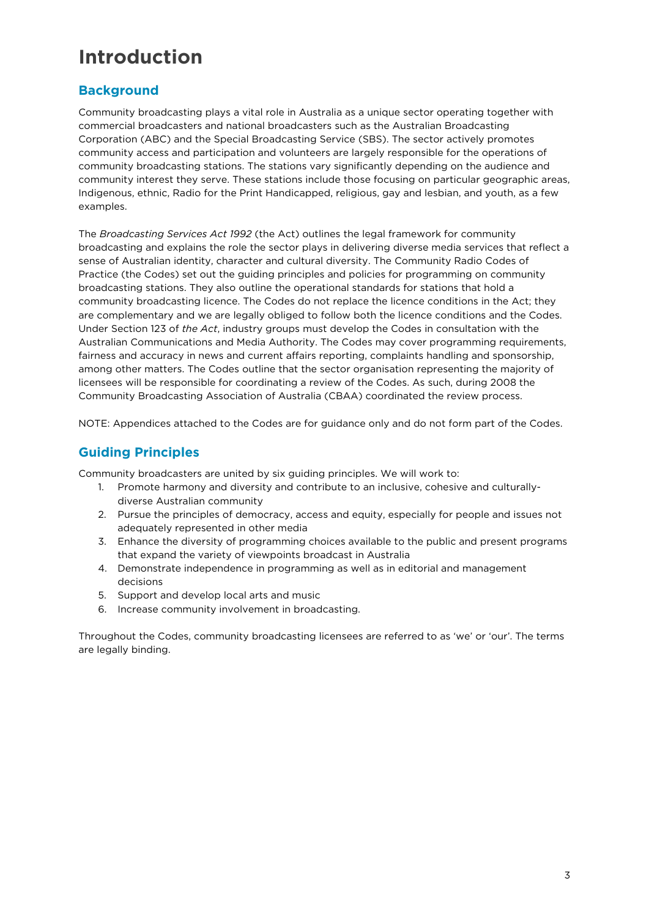# Introduction

## Background

Community broadcasting plays a vital role in Australia as a unique sector operating together with commercial broadcasters and national broadcasters such as the Australian Broadcasting Corporation (ABC) and the Special Broadcasting Service (SBS). The sector actively promotes community access and participation and volunteers are largely responsible for the operations of community broadcasting stations. The stations vary significantly depending on the audience and community interest they serve. These stations include those focusing on particular geographic areas, Indigenous, ethnic, Radio for the Print Handicapped, religious, gay and lesbian, and youth, as a few examples.

The *Broadcasting Services Act 1992* (the Act) outlines the legal framework for community broadcasting and explains the role the sector plays in delivering diverse media services that reflect a sense of Australian identity, character and cultural diversity. The Community Radio Codes of Practice (the Codes) set out the guiding principles and policies for programming on community broadcasting stations. They also outline the operational standards for stations that hold a community broadcasting licence. The Codes do not replace the licence conditions in the Act; they are complementary and we are legally obliged to follow both the licence conditions and the Codes. Under Section 123 of *the Act*, industry groups must develop the Codes in consultation with the Australian Communications and Media Authority. The Codes may cover programming requirements, fairness and accuracy in news and current affairs reporting, complaints handling and sponsorship, among other matters. The Codes outline that the sector organisation representing the majority of licensees will be responsible for coordinating a review of the Codes. As such, during 2008 the Community Broadcasting Association of Australia (CBAA) coordinated the review process.

NOTE: Appendices attached to the Codes are for guidance only and do not form part of the Codes.

## Guiding Principles

Community broadcasters are united by six guiding principles. We will work to:

1. Promote harmony and diversity and contribute to an inclusive, cohesive and culturally-diverse Australian community
2. Pursue the principles of democracy, access and equity, especially for people and issues not adequately represented in other media
3. Enhance the diversity of programming choices available to the public and present programs that expand the variety of viewpoints broadcast in Australia
4. Demonstrate independence in programming as well as in editorial and management decisions
5. Support and develop local arts and music
6. Increase community involvement in broadcasting.

Throughout the Codes, community broadcasting licensees are referred to as 'we' or 'our'. The terms are legally binding.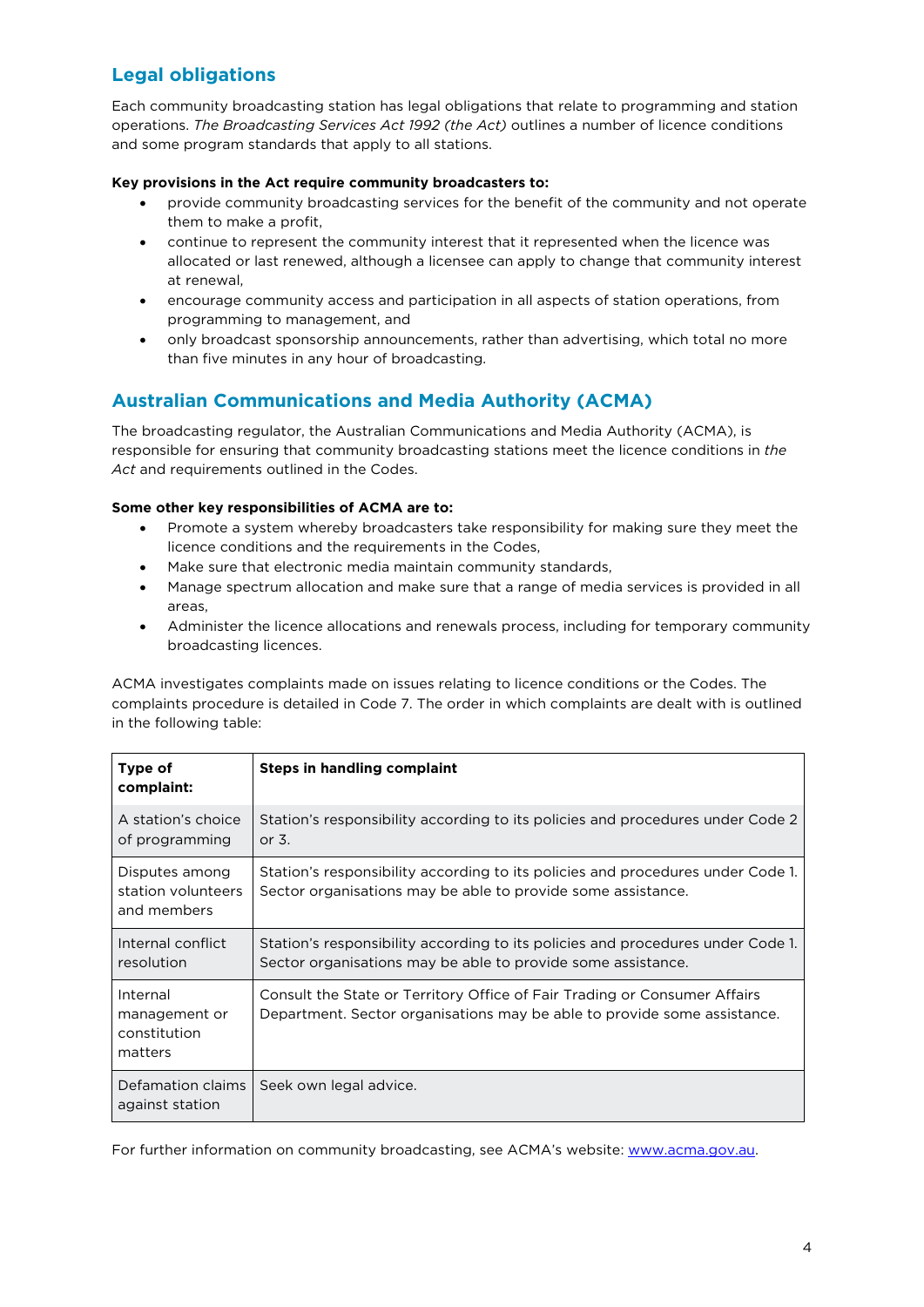## Legal obligations

Each community broadcasting station has legal obligations that relate to programming and station operations. *The Broadcasting Services Act 1992 (the Act)* outlines a number of licence conditions and some program standards that apply to all stations.

**Key provisions in the Act require community broadcasters to:**

- provide community broadcasting services for the benefit of the community and not operate them to make a profit,
- continue to represent the community interest that it represented when the licence was allocated or last renewed, although a licensee can apply to change that community interest at renewal,
- encourage community access and participation in all aspects of station operations, from programming to management, and
- only broadcast sponsorship announcements, rather than advertising, which total no more than five minutes in any hour of broadcasting.

## Australian Communications and Media Authority (ACMA)

The broadcasting regulator, the Australian Communications and Media Authority (ACMA), is responsible for ensuring that community broadcasting stations meet the licence conditions in *the Act* and requirements outlined in the Codes.

**Some other key responsibilities of ACMA are to:**

- Promote a system whereby broadcasters take responsibility for making sure they meet the licence conditions and the requirements in the Codes,
- Make sure that electronic media maintain community standards,
- Manage spectrum allocation and make sure that a range of media services is provided in all areas,
- Administer the licence allocations and renewals process, including for temporary community broadcasting licences.

ACMA investigates complaints made on issues relating to licence conditions or the Codes. The complaints procedure is detailed in Code 7. The order in which complaints are dealt with is outlined in the following table:

| Type of complaint: | Steps in handling complaint |
|---|---|
| A station's choice of programming | Station's responsibility according to its policies and procedures under Code 2 or 3. |
| Disputes among station volunteers and members | Station's responsibility according to its policies and procedures under Code 1. Sector organisations may be able to provide some assistance. |
| Internal conflict resolution | Station's responsibility according to its policies and procedures under Code 1. Sector organisations may be able to provide some assistance. |
| Internal management or constitution matters | Consult the State or Territory Office of Fair Trading or Consumer Affairs Department. Sector organisations may be able to provide some assistance. |
| Defamation claims against station | Seek own legal advice. |

For further information on community broadcasting, see ACMA's website: [www.acma.gov.au](www.acma.gov.au).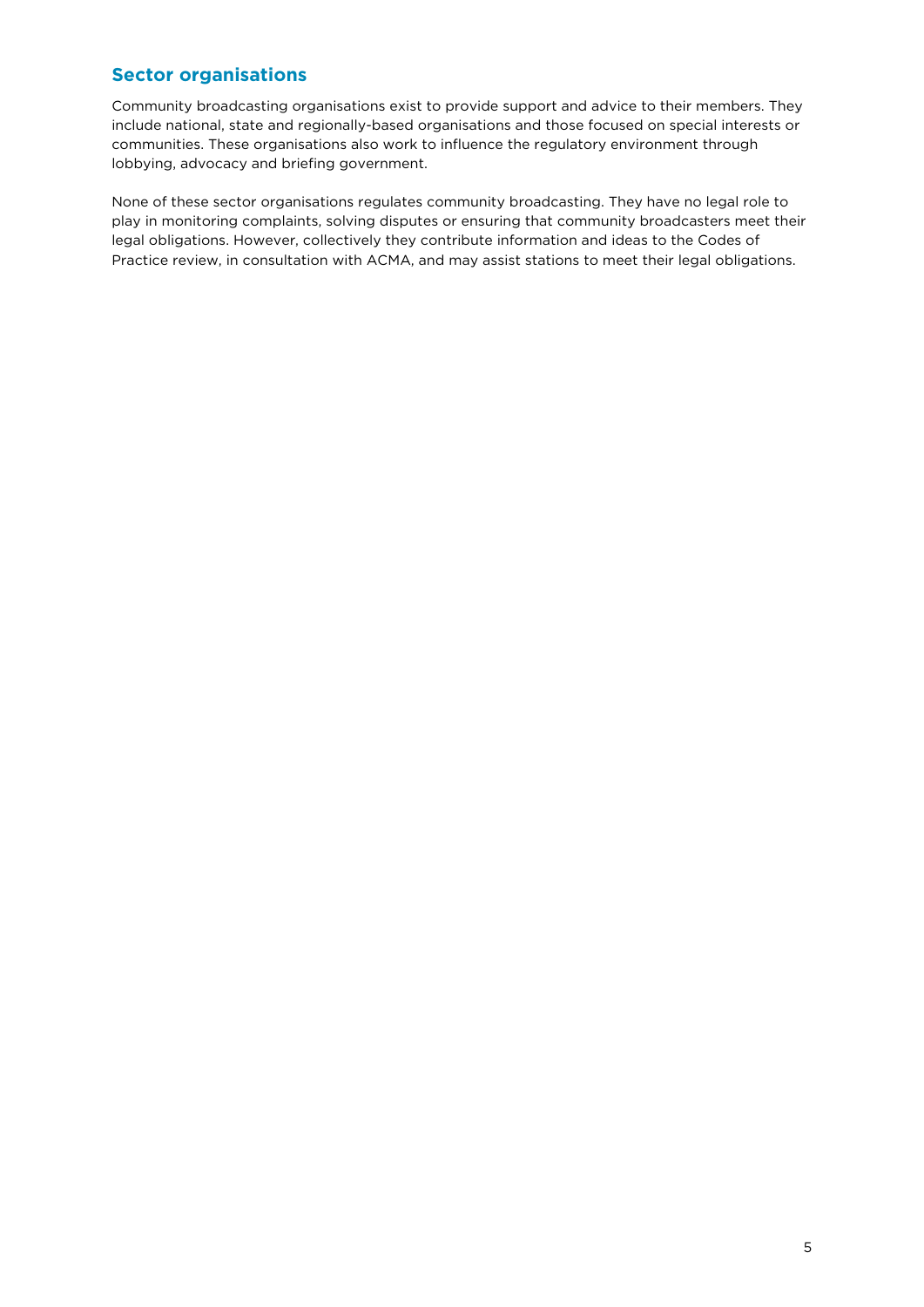## Sector organisations

Community broadcasting organisations exist to provide support and advice to their members. They include national, state and regionally-based organisations and those focused on special interests or communities. These organisations also work to influence the regulatory environment through lobbying, advocacy and briefing government.

None of these sector organisations regulates community broadcasting. They have no legal role to play in monitoring complaints, solving disputes or ensuring that community broadcasters meet their legal obligations. However, collectively they contribute information and ideas to the Codes of Practice review, in consultation with ACMA, and may assist stations to meet their legal obligations.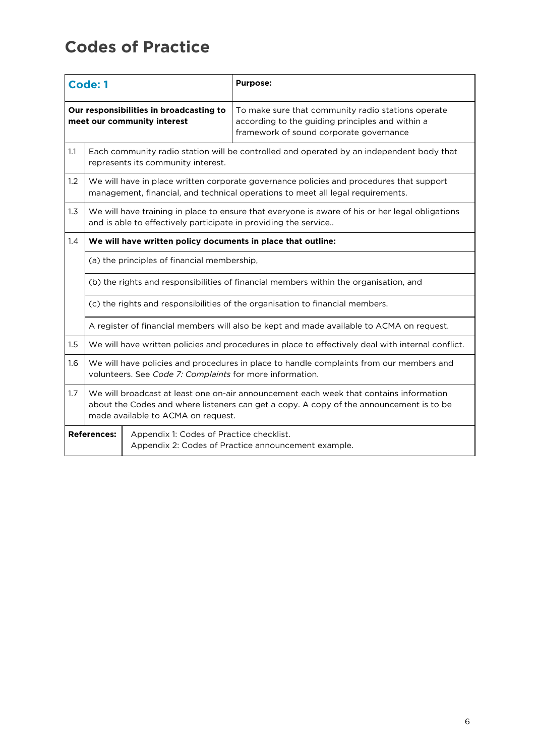# Codes of Practice

| **Code: 1** | | **Purpose:** |
|---|---|---|
| **Our responsibilities in broadcasting to meet our community interest** | | To make sure that community radio stations operate according to the guiding principles and within a framework of sound corporate governance |
| 1.1 | Each community radio station will be controlled and operated by an independent body that represents its community interest. | |
| 1.2 | We will have in place written corporate governance policies and procedures that support management, financial, and technical operations to meet all legal requirements. | |
| 1.3 | We will have training in place to ensure that everyone is aware of his or her legal obligations and is able to effectively participate in providing the service.. | |
| 1.4 | **We will have written policy documents in place that outline:** | |
| | (a) the principles of financial membership, | |
| | (b) the rights and responsibilities of financial members within the organisation, and | |
| | (c) the rights and responsibilities of the organisation to financial members. | |
| | A register of financial members will also be kept and made available to ACMA on request. | |
| 1.5 | We will have written policies and procedures in place to effectively deal with internal conflict. | |
| 1.6 | We will have policies and procedures in place to handle complaints from our members and volunteers. See *Code 7: Complaints* for more information. | |
| 1.7 | We will broadcast at least one on-air announcement each week that contains information about the Codes and where listeners can get a copy. A copy of the announcement is to be made available to ACMA on request. | |
| **References:** | Appendix 1: Codes of Practice checklist.<br>Appendix 2: Codes of Practice announcement example. | |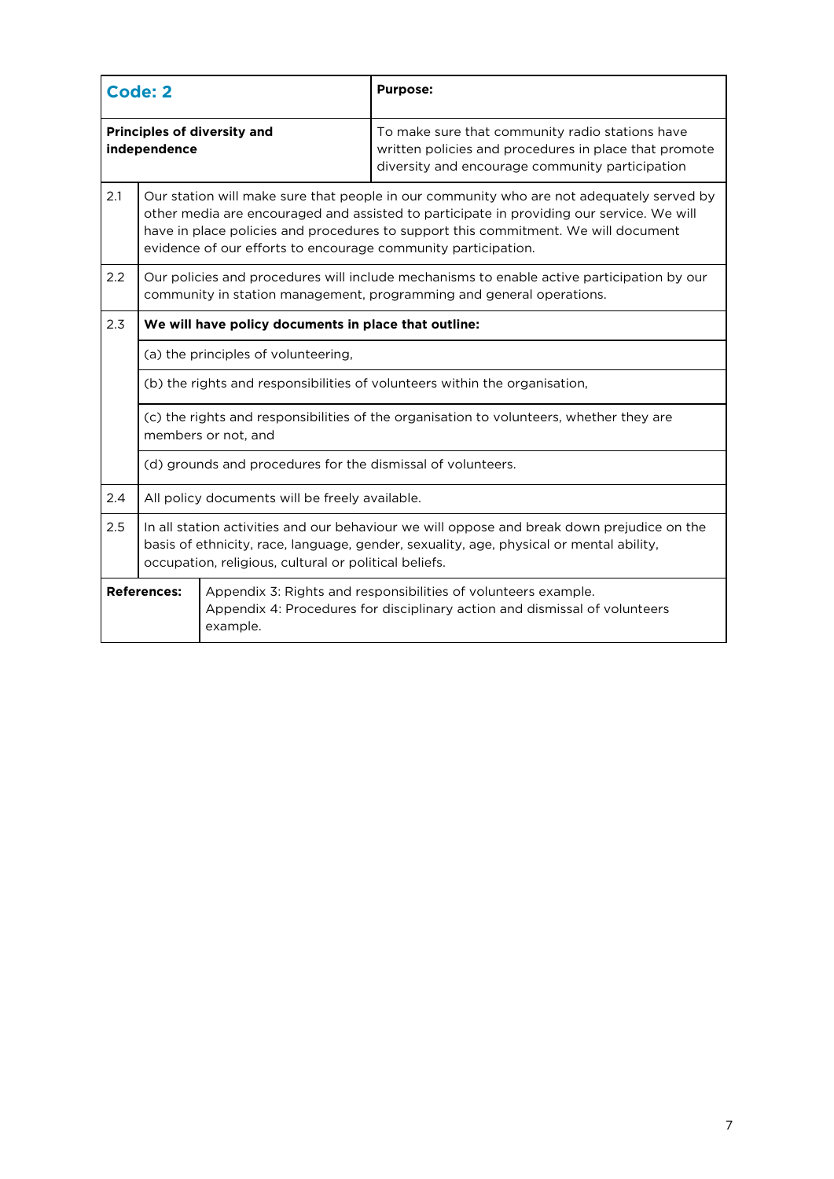| Code: 2 | Purpose: |
| --- | --- |
| **Principles of diversity and independence** | To make sure that community radio stations have written policies and procedures in place that promote diversity and encourage community participation |

| | |
| --- | --- |
| 2.1 | Our station will make sure that people in our community who are not adequately served by other media are encouraged and assisted to participate in providing our service. We will have in place policies and procedures to support this commitment. We will document evidence of our efforts to encourage community participation. |
| 2.2 | Our policies and procedures will include mechanisms to enable active participation by our community in station management, programming and general operations. |
| 2.3 | **We will have policy documents in place that outline:** |
| | (a) the principles of volunteering, |
| | (b) the rights and responsibilities of volunteers within the organisation, |
| | (c) the rights and responsibilities of the organisation to volunteers, whether they are members or not, and |
| | (d) grounds and procedures for the dismissal of volunteers. |
| 2.4 | All policy documents will be freely available. |
| 2.5 | In all station activities and our behaviour we will oppose and break down prejudice on the basis of ethnicity, race, language, gender, sexuality, age, physical or mental ability, occupation, religious, cultural or political beliefs. |

| | |
| --- | --- |
| **References:** | Appendix 3: Rights and responsibilities of volunteers example.<br>Appendix 4: Procedures for disciplinary action and dismissal of volunteers example. |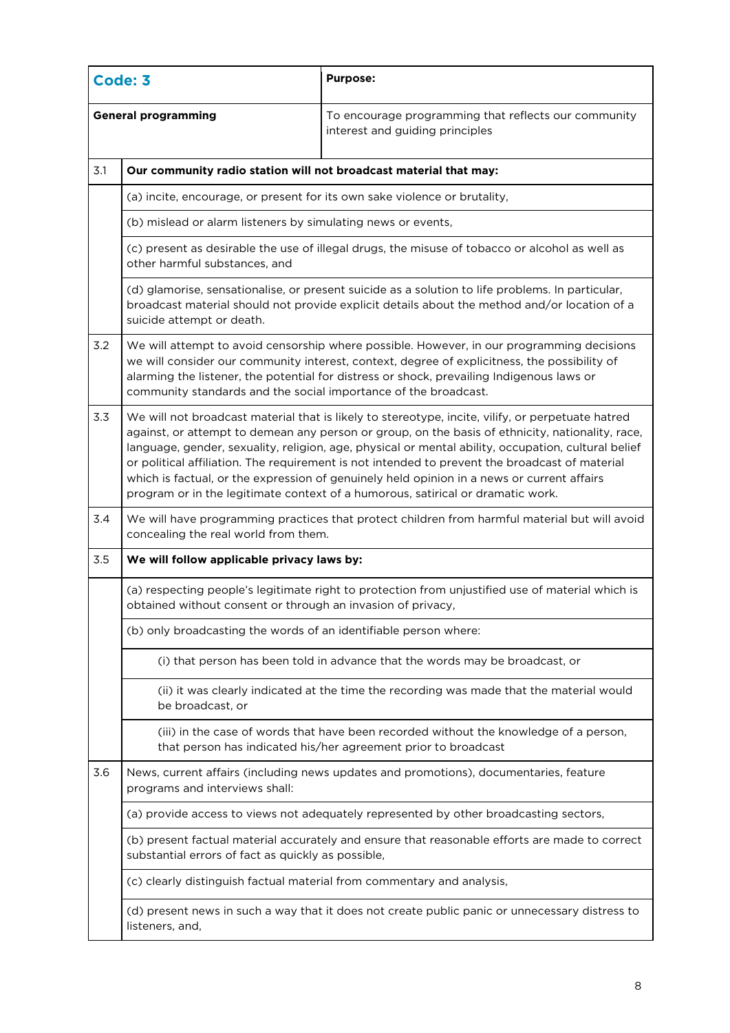| **Code: 3** | **Purpose:** |
|---|---|
| **General programming** | To encourage programming that reflects our community interest and guiding principles |

| | |
|---|---|
| 3.1 | **Our community radio station will not broadcast material that may:** |
| | (a) incite, encourage, or present for its own sake violence or brutality, |
| | (b) mislead or alarm listeners by simulating news or events, |
| | (c) present as desirable the use of illegal drugs, the misuse of tobacco or alcohol as well as other harmful substances, and |
| | (d) glamorise, sensationalise, or present suicide as a solution to life problems. In particular, broadcast material should not provide explicit details about the method and/or location of a suicide attempt or death. |
| 3.2 | We will attempt to avoid censorship where possible. However, in our programming decisions we will consider our community interest, context, degree of explicitness, the possibility of alarming the listener, the potential for distress or shock, prevailing Indigenous laws or community standards and the social importance of the broadcast. |
| 3.3 | We will not broadcast material that is likely to stereotype, incite, vilify, or perpetuate hatred against, or attempt to demean any person or group, on the basis of ethnicity, nationality, race, language, gender, sexuality, religion, age, physical or mental ability, occupation, cultural belief or political affiliation. The requirement is not intended to prevent the broadcast of material which is factual, or the expression of genuinely held opinion in a news or current affairs program or in the legitimate context of a humorous, satirical or dramatic work. |
| 3.4 | We will have programming practices that protect children from harmful material but will avoid concealing the real world from them. |
| 3.5 | **We will follow applicable privacy laws by:** |
| | (a) respecting people's legitimate right to protection from unjustified use of material which is obtained without consent or through an invasion of privacy, |
| | (b) only broadcasting the words of an identifiable person where: |
| | (i) that person has been told in advance that the words may be broadcast, or |
| | (ii) it was clearly indicated at the time the recording was made that the material would be broadcast, or |
| | (iii) in the case of words that have been recorded without the knowledge of a person, that person has indicated his/her agreement prior to broadcast |
| 3.6 | News, current affairs (including news updates and promotions), documentaries, feature programs and interviews shall: |
| | (a) provide access to views not adequately represented by other broadcasting sectors, |
| | (b) present factual material accurately and ensure that reasonable efforts are made to correct substantial errors of fact as quickly as possible, |
| | (c) clearly distinguish factual material from commentary and analysis, |
| | (d) present news in such a way that it does not create public panic or unnecessary distress to listeners, and, |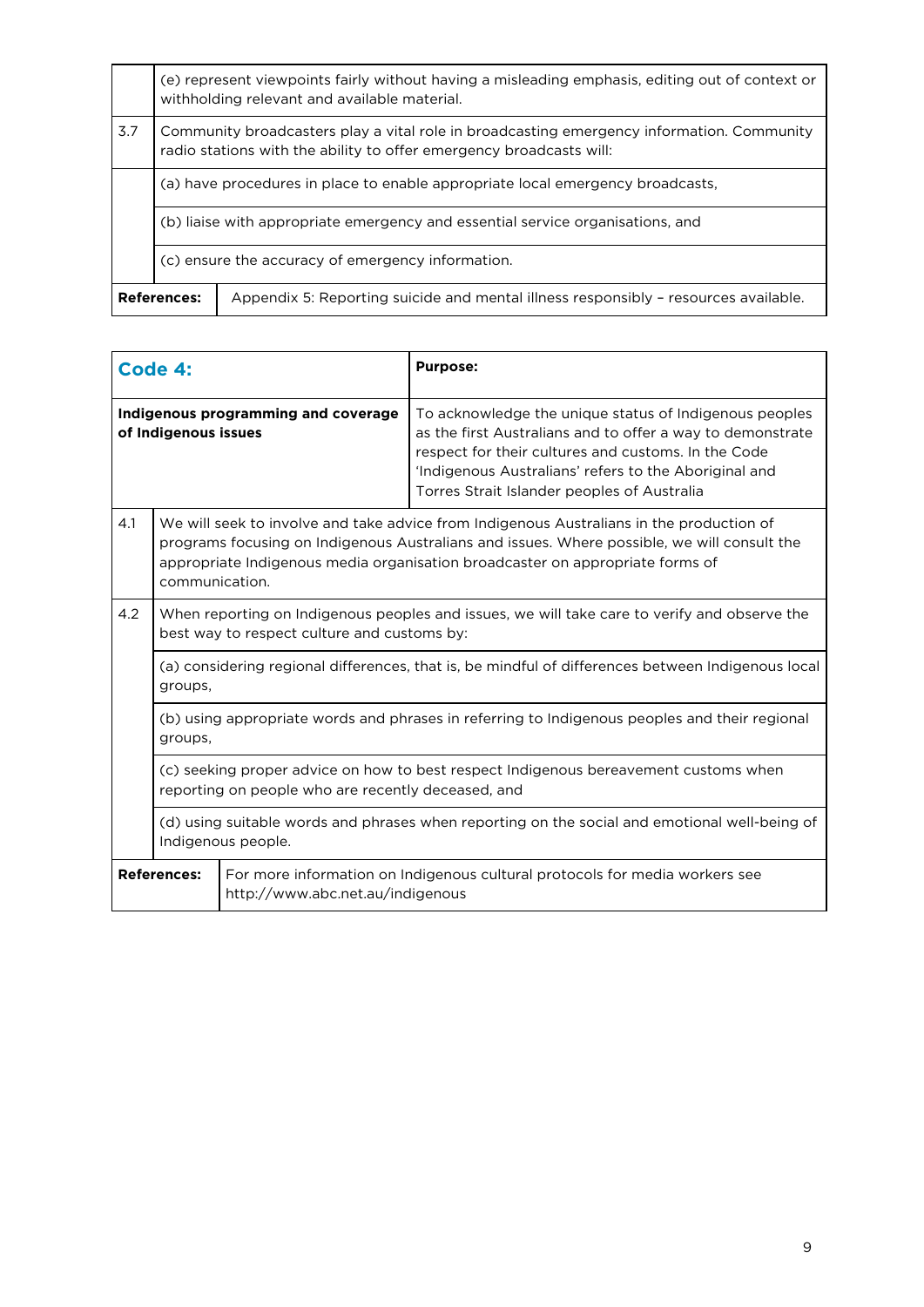| | |
|---|---|
| | (e) represent viewpoints fairly without having a misleading emphasis, editing out of context or withholding relevant and available material. |
| 3.7 | Community broadcasters play a vital role in broadcasting emergency information. Community radio stations with the ability to offer emergency broadcasts will: |
| | (a) have procedures in place to enable appropriate local emergency broadcasts, |
| | (b) liaise with appropriate emergency and essential service organisations, and |
| | (c) ensure the accuracy of emergency information. |
| **References:** | Appendix 5: Reporting suicide and mental illness responsibly – resources available. |

| **Code 4:** | **Purpose:** |
|---|---|
| **Indigenous programming and coverage of Indigenous issues** | To acknowledge the unique status of Indigenous peoples as the first Australians and to offer a way to demonstrate respect for their cultures and customs. In the Code 'Indigenous Australians' refers to the Aboriginal and Torres Strait Islander peoples of Australia |

| | |
|---|---|
| 4.1 | We will seek to involve and take advice from Indigenous Australians in the production of programs focusing on Indigenous Australians and issues. Where possible, we will consult the appropriate Indigenous media organisation broadcaster on appropriate forms of communication. |
| 4.2 | When reporting on Indigenous peoples and issues, we will take care to verify and observe the best way to respect culture and customs by: |
| | (a) considering regional differences, that is, be mindful of differences between Indigenous local groups, |
| | (b) using appropriate words and phrases in referring to Indigenous peoples and their regional groups, |
| | (c) seeking proper advice on how to best respect Indigenous bereavement customs when reporting on people who are recently deceased, and |
| | (d) using suitable words and phrases when reporting on the social and emotional well-being of Indigenous people. |
| **References:** | For more information on Indigenous cultural protocols for media workers see http://www.abc.net.au/indigenous |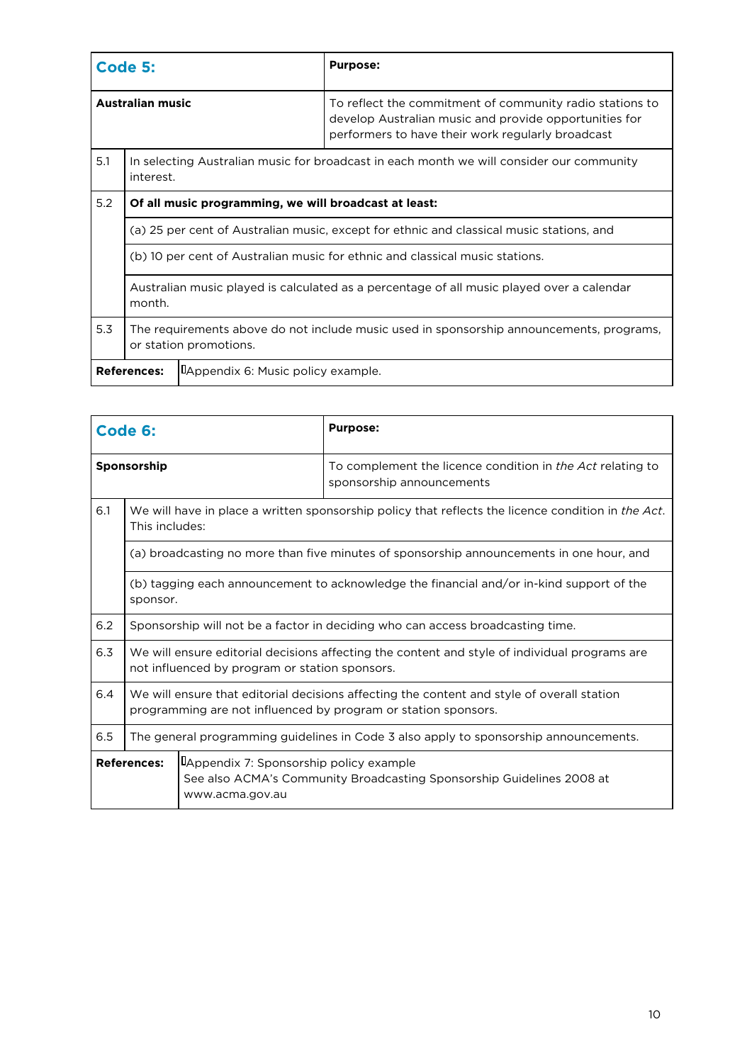| **Code 5:** | **Purpose:** |
| --- | --- |
| **Australian music** | To reflect the commitment of community radio stations to develop Australian music and provide opportunities for performers to have their work regularly broadcast |

| | |
| --- | --- |
| 5.1 | In selecting Australian music for broadcast in each month we will consider our community interest. |
| 5.2 | **Of all music programming, we will broadcast at least:** |
| | (a) 25 per cent of Australian music, except for ethnic and classical music stations, and |
| | (b) 10 per cent of Australian music for ethnic and classical music stations. |
| | Australian music played is calculated as a percentage of all music played over a calendar month. |
| 5.3 | The requirements above do not include music used in sponsorship announcements, programs, or station promotions. |
| **References:** | Appendix 6: Music policy example. |

| **Code 6:** | **Purpose:** |
| --- | --- |
| **Sponsorship** | To complement the licence condition in *the Act* relating to sponsorship announcements |

| | |
| --- | --- |
| 6.1 | We will have in place a written sponsorship policy that reflects the licence condition in *the Act*. This includes: |
| | (a) broadcasting no more than five minutes of sponsorship announcements in one hour, and |
| | (b) tagging each announcement to acknowledge the financial and/or in-kind support of the sponsor. |
| 6.2 | Sponsorship will not be a factor in deciding who can access broadcasting time. |
| 6.3 | We will ensure editorial decisions affecting the content and style of individual programs are not influenced by program or station sponsors. |
| 6.4 | We will ensure that editorial decisions affecting the content and style of overall station programming are not influenced by program or station sponsors. |
| 6.5 | The general programming guidelines in Code 3 also apply to sponsorship announcements. |
| **References:** | Appendix 7: Sponsorship policy example<br>See also ACMA's Community Broadcasting Sponsorship Guidelines 2008 at www.acma.gov.au |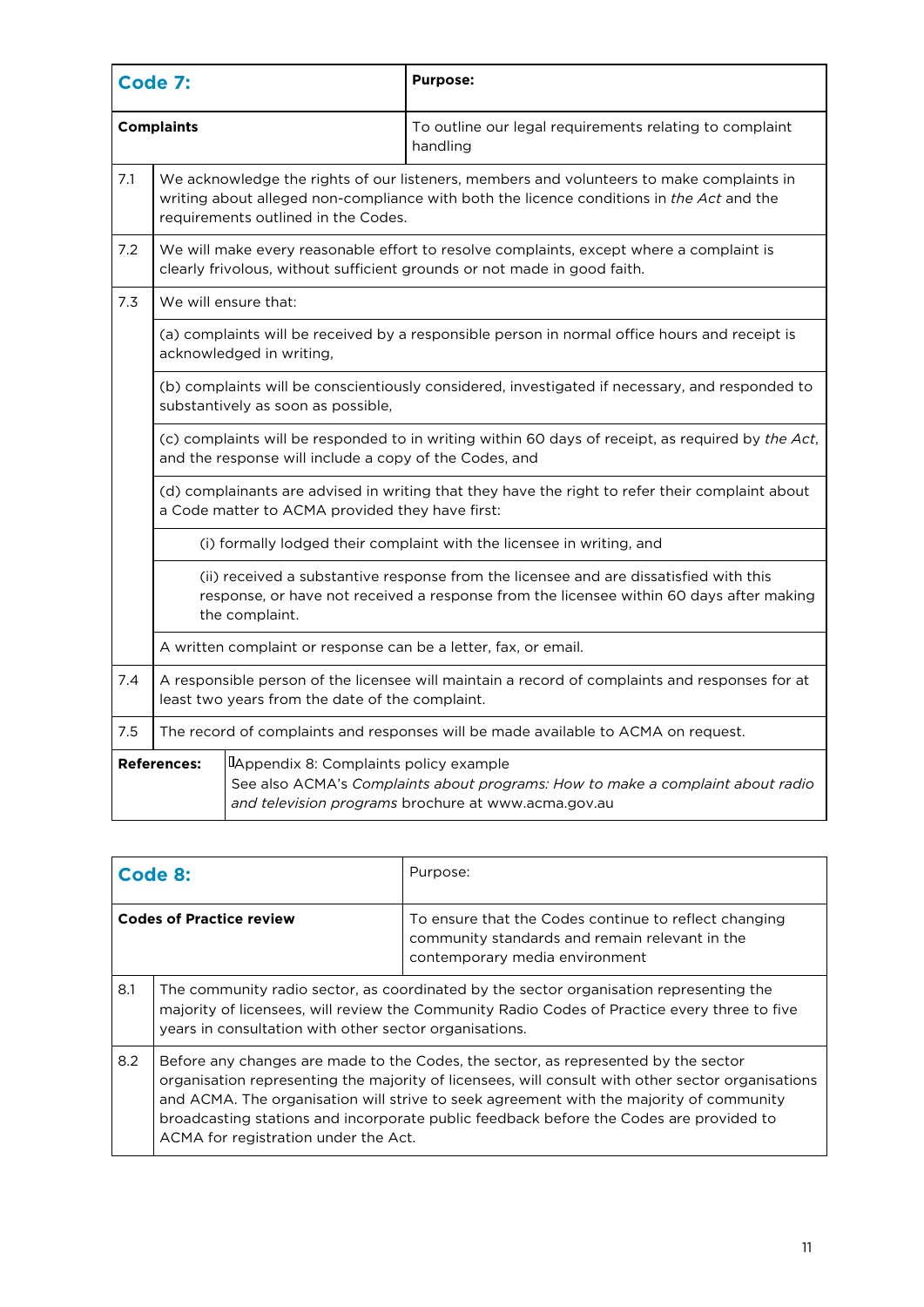| **Code 7:** | | **Purpose:** |
|---|---|---|
| **Complaints** | | To outline our legal requirements relating to complaint handling |
| 7.1 | We acknowledge the rights of our listeners, members and volunteers to make complaints in writing about alleged non-compliance with both the licence conditions in *the Act* and the requirements outlined in the Codes. | |
| 7.2 | We will make every reasonable effort to resolve complaints, except where a complaint is clearly frivolous, without sufficient grounds or not made in good faith. | |
| 7.3 | We will ensure that: | |
| | (a) complaints will be received by a responsible person in normal office hours and receipt is acknowledged in writing, | |
| | (b) complaints will be conscientiously considered, investigated if necessary, and responded to substantively as soon as possible, | |
| | (c) complaints will be responded to in writing within 60 days of receipt, as required by *the Act*, and the response will include a copy of the Codes, and | |
| | (d) complainants are advised in writing that they have the right to refer their complaint about a Code matter to ACMA provided they have first: | |
| | (i) formally lodged their complaint with the licensee in writing, and | |
| | (ii) received a substantive response from the licensee and are dissatisfied with this response, or have not received a response from the licensee within 60 days after making the complaint. | |
| | A written complaint or response can be a letter, fax, or email. | |
| 7.4 | A responsible person of the licensee will maintain a record of complaints and responses for at least two years from the date of the complaint. | |
| 7.5 | The record of complaints and responses will be made available to ACMA on request. | |
| **References:** | Appendix 8: Complaints policy example<br>See also ACMA's *Complaints about programs: How to make a complaint about radio and television programs* brochure at www.acma.gov.au | |

| **Code 8:** | | Purpose: |
|---|---|---|
| **Codes of Practice review** | | To ensure that the Codes continue to reflect changing community standards and remain relevant in the contemporary media environment |
| 8.1 | The community radio sector, as coordinated by the sector organisation representing the majority of licensees, will review the Community Radio Codes of Practice every three to five years in consultation with other sector organisations. | |
| 8.2 | Before any changes are made to the Codes, the sector, as represented by the sector organisation representing the majority of licensees, will consult with other sector organisations and ACMA. The organisation will strive to seek agreement with the majority of community broadcasting stations and incorporate public feedback before the Codes are provided to ACMA for registration under the Act. | |